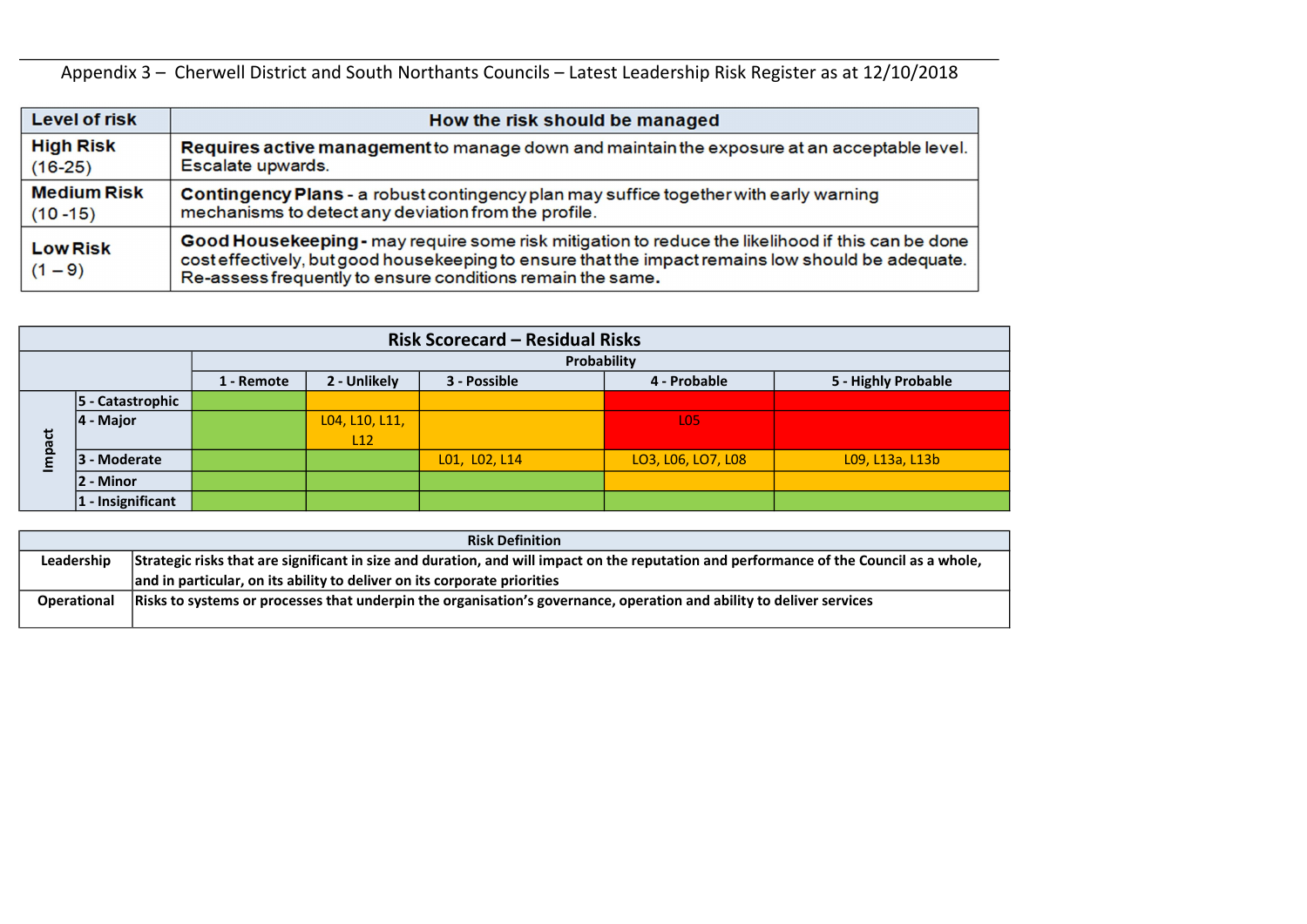Appendix 3 – Cherwell District and South Northants Councils – Latest Leadership Risk Register as at 12/10/2018

| Level of risk | How the risk should be managed |
|---|---|
| **High Risk** (16-25) | **Requires active management** to manage down and maintain the exposure at an acceptable level. Escalate upwards. |
| **Medium Risk** (10 -15) | **Contingency Plans** - a robust contingency plan may suffice together with early warning mechanisms to detect any deviation from the profile. |
| **Low Risk** (1 – 9) | **Good Housekeeping** - may require some risk mitigation to reduce the likelihood if this can be done cost effectively, but good housekeeping to ensure that the impact remains low should be adequate. Re-assess frequently to ensure conditions remain the same. |

| Risk Scorecard – Residual Risks | | | | | | |
|---|---|---|---|---|---|---|
| | | Probability | | | | |
| | | 1 - Remote | 2 - Unlikely | 3 - Possible | 4 - Probable | 5 - Highly Probable |
| Impact | 5 - Catastrophic | | | | | |
| | 4 - Major | | L04, L10, L11, L12 | | L05 | |
| | 3 - Moderate | | | L01, L02, L14 | L03, L06, L07, L08 | L09, L13a, L13b |
| | 2 - Minor | | | | | |
| | 1 - Insignificant | | | | | |

| Risk Definition | |
|---|---|
| Leadership | Strategic risks that are significant in size and duration, and will impact on the reputation and performance of the Council as a whole, and in particular, on its ability to deliver on its corporate priorities |
| Operational | Risks to systems or processes that underpin the organisation's governance, operation and ability to deliver services |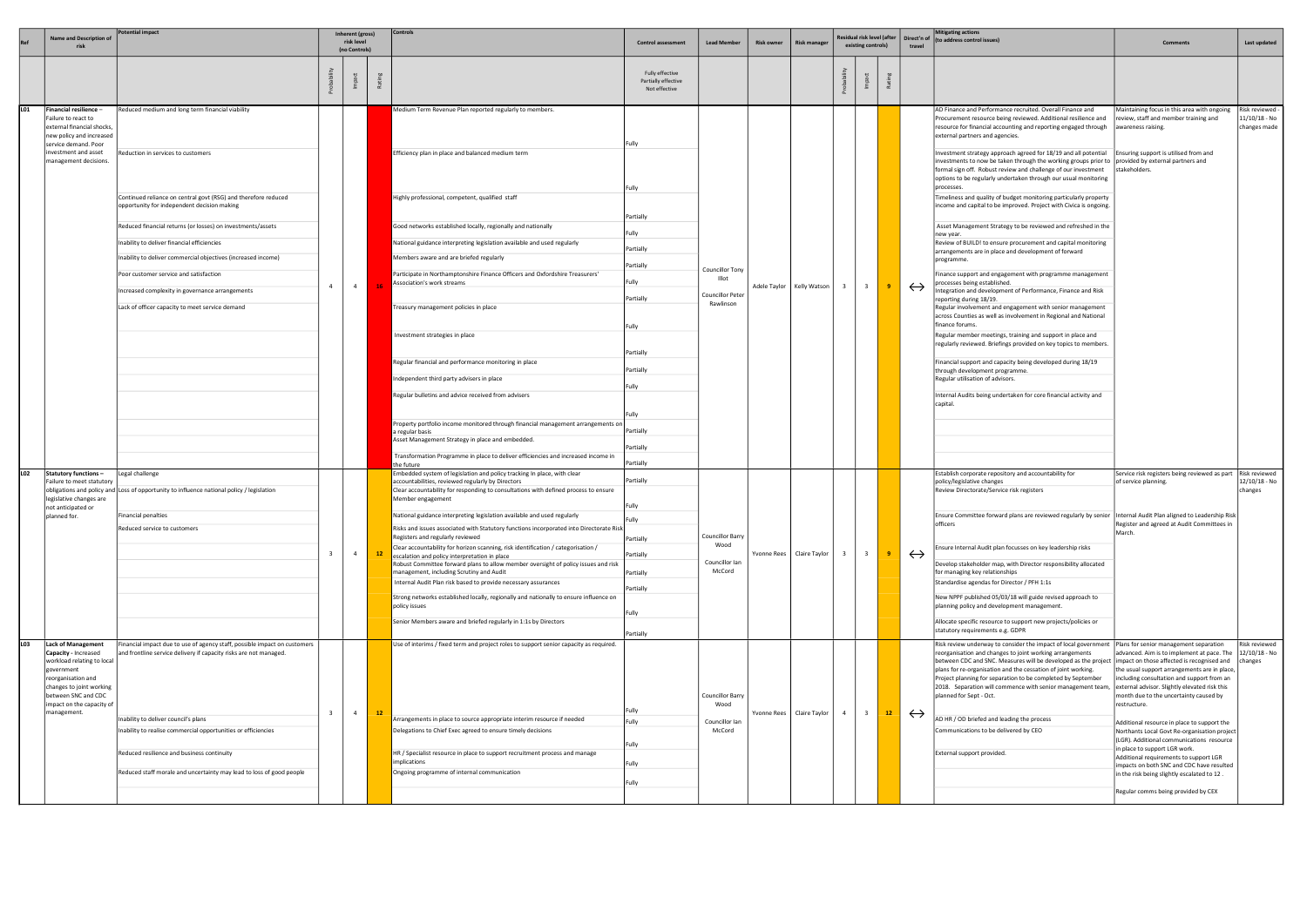| Ref | Name and Description of risk | Potential impact | Inherent (gross) risk level (no Controls) | | | Controls | Control assessment | Lead Member | Risk owner | Risk manager | Residual risk level (after existing controls) | | | Direct'n of travel | Mitigating actions (to address control issues) | Comments | Last updated |
|---|---|---|---|---|---|---|---|---|---|---|---|---|---|---|---|---|---|
| | | | Probability | Impact | Rating | | Fully effective Partially effective Not effective | | | | Probability | Impact | Rating | | | | |
| L01 | **Financial resilience** – Failure to react to external financial shocks, new policy and increased service demand. Poor investment and asset management decisions. | Reduced medium and long term financial viability<br><br>Reduction in services to customers<br><br>Continued reliance on central govt (RSG) and therefore reduced opportunity for independent decision making<br><br>Reduced financial returns (or losses) on investments/assets<br><br>Inability to deliver financial efficiencies<br><br>Inability to deliver commercial objectives (increased income)<br><br>Poor customer service and satisfaction<br><br>Increased complexity in governance arrangements<br><br>Lack of officer capacity to meet service demand | 4 | 4 | 16 | Medium Term Revenue Plan reported regularly to members.<br><br>Efficiency plan in place and balanced medium term<br><br>Highly professional, competent, qualified staff<br><br>Good networks established locally, regionally and nationally<br><br>National guidance interpreting legislation available and used regularly<br><br>Members aware and are briefed regularly<br><br>Participate in Northamptonshire Finance Officers and Oxfordshire Treasurers' Association's work streams<br><br>Treasury management policies in place<br><br>Investment strategies in place<br><br>Regular financial and performance monitoring in place<br><br>Independent third party advisers in place<br><br>Regular bulletins and advice received from advisers<br><br>Property portfolio income monitored through financial management arrangements on a regular basis<br><br>Asset Management Strategy in place and embedded.<br><br>Transformation Programme in place to deliver efficiencies and increased income in the future | Fully<br><br>Fully<br><br>Partially<br><br>Fully<br><br>Partially<br><br>Partially<br><br>Fully<br><br>Partially<br><br>Fully<br><br>Partially<br><br>Partially<br><br>Fully<br><br>Fully<br><br>Partially<br><br>Partially<br><br>Partially | Councillor Tony Illot<br><br>Councillor Peter Rawlinson | Adele Taylor | Kelly Watson | 3 | 3 | 9 | ↔ | AD Finance and Performance recruited. Overall Finance and Procurement resource being reviewed. Additional resilience and resource for financial accounting and reporting engaged through external partners and agencies.<br><br>Investment strategy approach agreed for 18/19 and all potential investments to now be taken through the working groups prior to formal sign off. Robust review and challenge of our investment options to be regularly undertaken through our usual monitoring processes.<br><br>Timeliness and quality of budget monitoring particularly property income and capital to be improved. Project with Civica is ongoing.<br><br>Asset Management Strategy to be reviewed and refreshed in the new year.<br><br>Review of BUILD! to ensure procurement and capital monitoring arrangements are in place and development of forward programme.<br><br>Finance support and engagement with programme management processes being established.<br><br>Integration and development of Performance, Finance and Risk reporting during 18/19.<br><br>Regular involvement and engagement with senior management across Counties as well as involvement in Regional and National finance forums.<br><br>Regular member meetings, training and support in place and regularly reviewed. Briefings provided on key topics to members.<br><br>Financial support and capacity being developed during 18/19 through development programme.<br><br>Regular utilisation of advisors.<br><br>Internal Audits being undertaken for core financial activity and capital. | Maintaining focus in this area with ongoing review, staff and member training and awareness raising.<br><br>Ensuring support is utilised from and provided by external partners and stakeholders. | Risk reviewed - 11/10/18 - No changes made |
| L02 | **Statutory functions** – Failure to meet statutory obligations and policy and legislative changes are not anticipated or planned for. | Legal challenge<br><br>Loss of opportunity to influence national policy / legislation<br><br>Financial penalties<br><br>Reduced service to customers | 3 | 4 | 12 | Embedded system of legislation and policy tracking In place, with clear accountabilities, reviewed regularly by Directors<br><br>Clear accountability for responding to consultations with defined process to ensure Member engagement<br><br>National guidance interpreting legislation available and used regularly<br><br>Risks and issues associated with Statutory functions incorporated into Directorate Risk Registers and regularly reviewed<br><br>Clear accountability for horizon scanning, risk identification / categorisation / escalation and policy interpretation in place<br><br>Robust Committee forward plans to allow member oversight of policy issues and risk management, including Scrutiny and Audit<br><br>Internal Audit Plan risk based to provide necessary assurances<br><br>Strong networks established locally, regionally and nationally to ensure influence on policy issues<br><br>Senior Members aware and briefed regularly in 1:1s by Directors | Partially<br><br>Fully<br><br>Fully<br><br>Partially<br><br>Partially<br><br>Partially<br><br>Partially<br><br>Fully<br><br>Partially | Councillor Barry Wood<br><br>Councillor Ian McCord | Yvonne Rees | Claire Taylor | 3 | 3 | 9 | ↔ | Establish corporate repository and accountability for policy/legislative changes<br><br>Review Directorate/Service risk registers<br><br>Ensure Committee forward plans are reviewed regularly by senior officers<br><br>Ensure Internal Audit plan focusses on key leadership risks<br><br>Develop stakeholder map, with Director responsibility allocated for managing key relationships<br><br>Standardise agendas for Director / PFH 1:1s<br><br>New NPPF published 05/03/18 will guide revised approach to planning policy and development management.<br><br>Allocate specific resource to support new projects/policies or statutory requirements e.g. GDPR | Service risk registers being reviewed as part of service planning.<br><br>Internal Audit Plan aligned to Leadership Risk Register and agreed at Audit Committees in March. | Risk reviewed 12/10/18 - No changes |
| L03 | **Lack of Management Capacity** - Increased workload relating to local government reorganisation and changes to joint working arrangements between SNC and CDC impact on the capacity of management. | Financial impact due to use of agency staff, possible impact on customers and frontline service delivery if capacity risks are not managed.<br><br>Inability to deliver council's plans<br><br>Inability to realise commercial opportunities or efficiencies<br><br>Reduced resilience and business continuity<br><br>Reduced staff morale and uncertainty may lead to loss of good people | 3 | 4 | 12 | Use of interims / fixed term and project roles to support senior capacity as required.<br><br>Arrangements in place to source appropriate interim resource if needed<br><br>Delegations to Chief Exec agreed to ensure timely decisions<br><br>HR / Specialist resource in place to support recruitment process and manage implications<br><br>Ongoing programme of internal communication | Fully<br><br>Fully<br><br>Fully<br><br>Fully<br><br>Fully | Councillor Barry Wood<br><br>Councillor Ian McCord | Yvonne Rees | Claire Taylor | 4 | 3 | 12 | ↔ | Risk review underway to consider the impact of local government reorganisation and changes to joint working arrangements between CDC and SNC. Measures will be developed as the project plans for re-organisation and the cessation of joint working. Project planning for separation to be completed by September 2018. Separation will commence with senior management team, planned for Sept - Oct.<br><br>AD HR / OD briefed and leading the process<br><br>Communications to be delivered by CEO<br><br>External support provided. | Plans for senior management separation advanced. Aim is to implement at pace. The impact on those affected is recognised and the usual support arrangements are in place, including consultation and support from an external advisor. Slightly elevated risk this month due to the uncertainty caused by restructure.<br><br>Additional resource in place to support the Northants Local Govt Re-organisation project (LGR). Additional communications resource in place to support LGR work. Additional requirements to support LGR impacts on both SNC and CDC have resulted in the risk being slightly escalated to 12 .<br><br>Regular comms being provided by CEX | Risk reviewed 12/10/18 - No changes |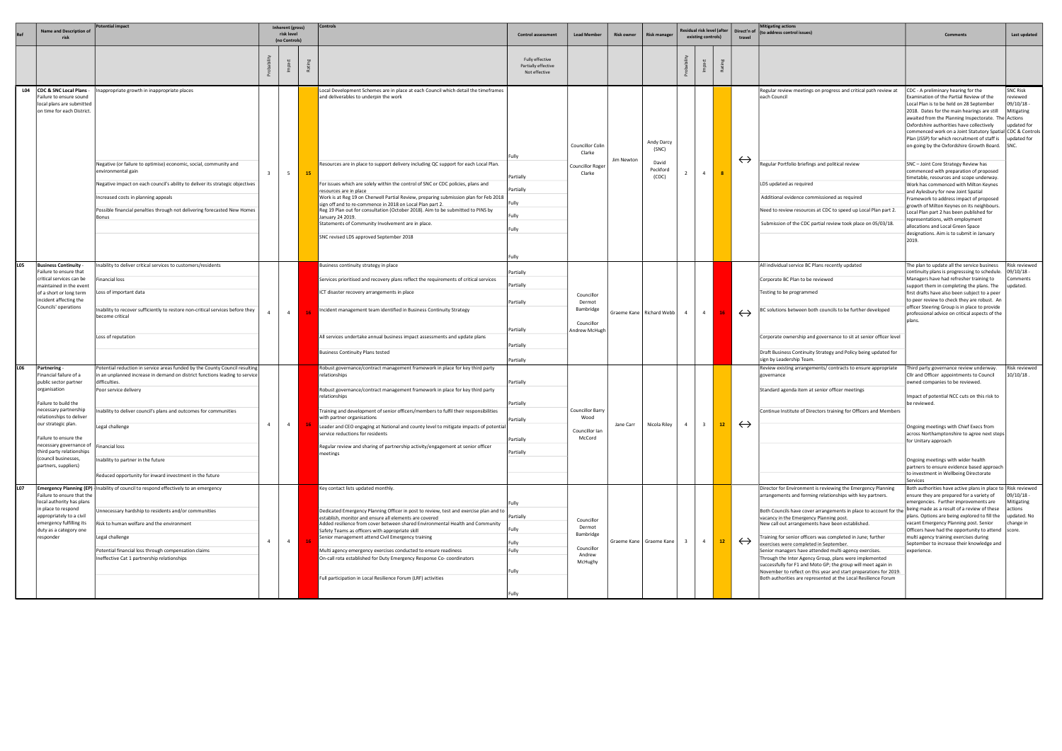| Ref | Name and Description of risk | Potential impact | Inherent (gross) risk level (no Controls) | | | Controls | Control assessment | Lead Member | Risk owner | Risk manager | Residual risk level (after existing controls) | | | Direct'n of travel | Mitigating actions (to address control issues) | Comments | Last updated |
|---|---|---|---|---|---|---|---|---|---|---|---|---|---|---|---|---|---|
| | | | Probability | Impact | Rating | | Fully effective Partially effective Not effective | | | | Probability | Impact | Rating | | | | |
| L04 | **CDC & SNC Local Plans** - Failure to ensure sound local plans are submitted on time for each District. | Inappropriate growth in inappropriate places<br><br>Negative (or failure to optimise) economic, social, community and environmental gain<br><br>Negative impact on each council's ability to deliver its strategic objectives<br><br>Increased costs in planning appeals<br><br>Possible financial penalties through not delivering forecasted New Homes Bonus | 3 | 5 | 15 | Local Development Schemes are in place at each Council which detail the timeframes and deliverables to underpin the work<br><br>Resources are in place to support delivery including QC support for each Local Plan.<br><br>For issues which are solely within the control of SNC or CDC policies, plans and resources are in place<br><br>Work is at Reg 19 on Cherwell Partial Review, preparing submission plan for Feb 2018 sign off and to re-commence in 2018 on Local Plan part 2.<br><br>Reg 19 Plan out for consultation (October 2018). Aim to be submitted to PINS by January 24 2019.<br><br>Statements of Community Involvement are in place.<br><br>SNC revised LDS approved September 2018 | Fully<br><br>Partially<br><br>Partially<br><br>Fully<br><br>Fully<br><br>Fully<br><br>Fully | Councillor Colin Clarke<br><br>Councillor Roger Clarke | Jim Newton | Andy Darcy (SNC)<br><br>David Peckford (CDC) | 2 | 4 | 8 | ↔ | Regular review meetings on progress and critical path review at each Council<br><br>Regular Portfolio briefings and political review<br><br>LDS updated as required<br><br>Additional evidence commissioned as required<br><br>Need to review resources at CDC to speed up Local Plan part 2.<br><br>Submission of the CDC partial review took place on 05/03/18. | CDC - A preliminary hearing for the Examination of the Partial Review of the Local Plan is to be held on 28 September 2018. Dates for the main hearings are still awaited from the Planning Inspectorate. The Oxfordshire authorities have collectively commenced work on a Joint Statutory Spatial Plan (JSSP) for which recruitment of staff is on-going by the Oxfordshire Growth Board.<br><br>SNC – Joint Core Strategy Review has commenced with preparation of proposed timetable, resources and scope underway. Work has commenced with Milton Keynes and Aylesbury for new Joint Spatial Framework to address impact of proposed growth of Milton Keynes on its neighbours. Local Plan part 2 has been published for representations, with employment allocations and Local Green Space designations. Aim is to submit in January 2019. | SNC Risk reviewed 09/10/18 - Mitigating Actions updated for CDC & Controls updated for SNC. |
| L05 | **Business Continuity** - Failure to ensure that critical services can be maintained in the event of a short or long term incident affecting the Councils' operations | Inability to deliver critical services to customers/residents<br><br>Financial loss<br><br>Loss of important data<br><br>Inability to recover sufficiently to restore non-critical services before they become critical<br><br>Loss of reputation | 4 | 4 | 16 | Business continuity strategy in place<br><br>Services prioritised and recovery plans reflect the requirements of critical services<br><br>ICT disaster recovery arrangements in place<br><br>Incident management team identified in Business Continuity Strategy<br><br>All services undertake annual business impact assessments and update plans<br><br>Business Continuity Plans tested | Partially<br><br>Partially<br><br>Partially<br><br>Partially<br><br>Partially<br><br>Partially | Councillor Dermot Bambridge<br><br>Councillor Andrew McHugh | Graeme Kane | Richard Webb | 4 | 4 | 16 | ↔ | All individual service BC Plans recently updated<br><br>Corporate BC Plan to be reviewed<br><br>Testing to be programmed<br><br>BC solutions between both councils to be further developed<br><br>Corporate ownership and governance to sit at senior officer level<br><br>Draft Business Continuity Strategy and Policy being updated for sign by Leadership Team. | The plan to update all the service business continuity plans is progressing to schedule. Managers have had refresher training to support them in completing the plans. The first drafts have also been subject to a peer to peer review to check they are robust. An officer Steering Group is in place to provide professional advice on critical aspects of the plans. | Risk reviewed 09/10/18 - Comments updated. |
| L06 | **Partnering** - Financial failure of a public sector partner organisation<br><br>Failure to build the necessary partnership relationships to deliver our strategic plan.<br><br>Failure to ensure the necessary governance of third party relationships (council businesses, partners, suppliers) | Potential reduction in service areas funded by the County Council resulting in an unplanned increase in demand on district functions leading to service difficulties.<br><br>Poor service delivery<br><br>Inability to deliver council's plans and outcomes for communities<br><br>Legal challenge<br><br>Financial loss<br><br>Inability to partner in the future<br><br>Reduced opportunity for inward investment in the future | 4 | 4 | 16 | Robust governance/contract management framework in place for key third party relationships<br><br>Robust governance/contract management framework in place for key third party relationships<br><br>Training and development of senior officers/members to fulfil their responsibilities with partner organisations<br><br>Leader and CEO engaging at National and county level to mitigate impacts of potential service reductions for residents<br><br>Regular review and sharing of partnership activity/engagement at senior officer meetings | Partially<br><br>Partially<br><br>Partially<br><br>Partially<br><br>Partially | Councillor Barry Wood<br><br>Councillor Ian McCord | Jane Carr | Nicola Riley | 4 | 3 | 12 | ↔ | Review existing arrangements/ contracts to ensure appropriate governance<br><br>Standard agenda item at senior officer meetings<br><br>Continue Institute of Directors training for Officers and Members | Third party governance review underway. Cllr and Officer appointments to Council owned companies to be reviewed.<br><br>Impact of potential NCC cuts on this risk to be reviewed.<br><br>Ongoing meetings with Chief Execs from across Northamptonshire to agree next steps for Unitary approach<br><br>Ongoing meetings with wider health partners to ensure evidence based approach to investment in Wellbeing Directorate Services | Risk reviewed 10/10/18 . |
| L07 | **Emergency Planning (EP)** - Failure to ensure that the local authority has plans in place to respond appropriately to a civil emergency fulfilling its duty as a category one responder | Inability of council to respond effectively to an emergency<br><br>Unnecessary hardship to residents and/or communities<br><br>Risk to human welfare and the environment<br><br>Legal challenge<br><br>Potential financial loss through compensation claims<br><br>Ineffective Cat 1 partnership relationships | 4 | 4 | 16 | Key contact lists updated monthly.<br><br>Dedicated Emergency Planning Officer in post to review, test and exercise plan and to establish, monitor and ensure all elements are covered<br><br>Added resilience from cover between shared Environmental Health and Community Safety Teams as officers with appropriate skill<br><br>Senior management attend Civil Emergency training<br><br>Multi agency emergency exercises conducted to ensure readiness<br><br>On-call rota established for Duty Emergency Response Co- coordinators<br><br>Full participation in Local Resilience Forum (LRF) activities | Fully<br><br>Partially<br><br>Fully<br><br>Fully<br><br>Fully<br><br>Fully<br><br>Fully | Councillor Dermot Bambridge<br><br>Councillor Andrew McHughy | Graeme Kane | Graeme Kane | 3 | 4 | 12 | ↔ | Director for Environment is reviewing the Emergency Planning arrangements and forming relationships with key partners.<br><br>Both Councils have cover arrangements in place to account for the vacancy in the Emergency Planning post.<br><br>New call out arrangements have been established.<br><br>Training for senior officers was completed in June; further exercises were completed in September.<br><br>Senior managers have attended multi-agency exercises.<br><br>Through the Inter Agency Group, plans were implemented successfully for F1 and Moto GP; the group will meet again in November to reflect on this year and start preparations for 2019.<br><br>Both authorities are represented at the Local Resilience Forum | Both authorities have active plans in place to ensure they are prepared for a variety of emergencies. Further improvements are being made as a result of a review of these plans. Options are being explored to fill the vacant Emergency Planning post. Senior Officers have had the opportunity to attend multi agency training exercises during September to increase their knowledge and experience. | Risk reviewed 09/10/18 - Mitigating actions updated. No change in score. |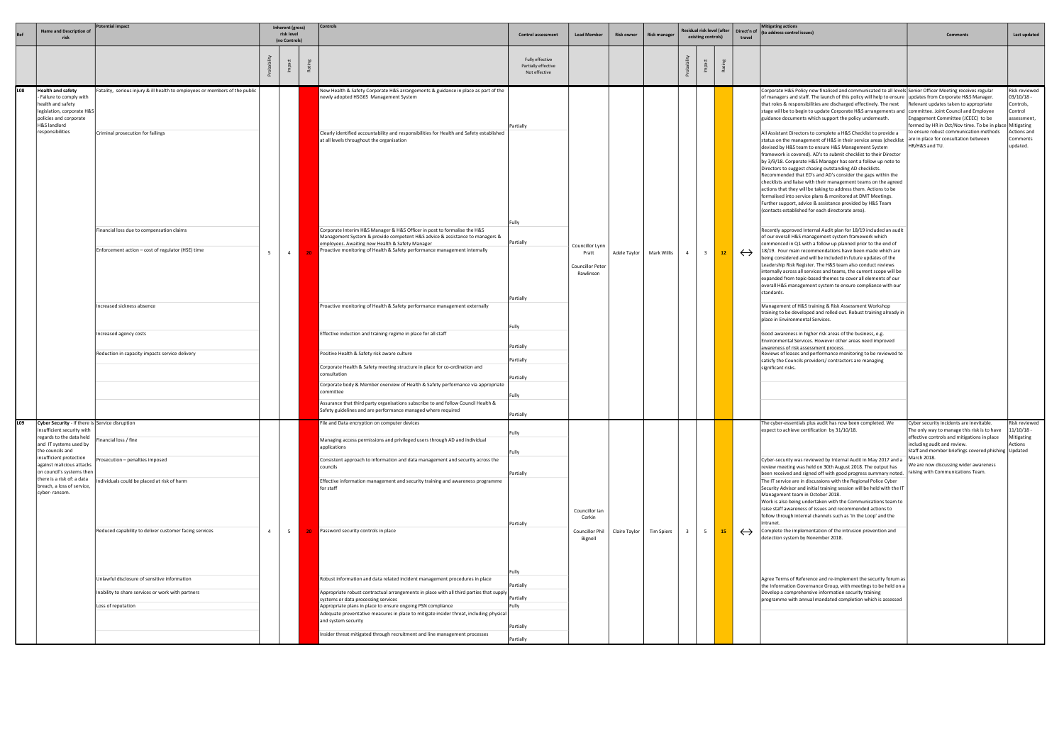| Ref | Name and Description of risk | Potential impact | Inherent (gross) risk level (no Controls) | | | Controls | Control assessment | Lead Member | Risk owner | Risk manager | Residual risk level (after existing controls) | | | Direct'n of travel | Mitigating actions (to address control issues) | Comments | Last updated |
|---|---|---|---|---|---|---|---|---|---|---|---|---|---|---|---|---|---|
| | | | Probability | Impact | Rating | | Fully effective Partially effective Not effective | | | | Probability | Impact | Rating | | | | |
| L08 | **Health and safety** - Failure to comply with health and safety legislation, corporate H&S policies and corporate H&S landlord responsibilities | Fatality, serious injury & ill health to employees or members of the public<br>Criminal prosecution for failings<br>Financial loss due to compensation claims<br>Enforcement action – cost of regulator (HSE) time<br>Increased sickness absence<br>Increased agency costs<br>Reduction in capacity impacts service delivery | 5 | 4 | 20 | New Health & Safety Corporate H&S arrangements & guidance in place as part of the newly adopted HSG65 Management System<br>Clearly identified accountability and responsibilities for Health and Safety established at all levels throughout the organisation<br>Corporate Interim H&S Manager & H&S Officer in post to formalise the H&S Management System & provide competent H&S advice & assistance to managers & employees. Awaiting new Health & Safety Manager<br>Proactive monitoring of Health & Safety performance management internally<br>Proactive monitoring of Health & Safety performance management externally<br>Effective induction and training regime in place for all staff<br>Positive Health & Safety risk aware culture<br>Corporate Health & Safety meeting structure in place for co-ordination and consultation<br>Corporate body & Member overview of Health & Safety performance via appropriate committee<br>Assurance that third party organisations subscribe to and follow Council Health & Safety guidelines and are performance managed where required | Partially<br>Fully<br>Partially<br>Partially<br>Fully<br>Partially<br>Partially<br>Partially<br>Fully<br>Partially | Councillor Lynn Pratt<br>Councillor Peter Rawlinson | Adele Taylor | Mark Willis | 4 | 3 | 12 | ↔ | Corporate H&S Policy now finalised and communicated to all levels of managers and staff. The launch of this policy will help to ensure that roles & responsibilities are discharged effectively. The next stage will be to begin to update Corporate H&S arrangements and guidance documents which support the policy underneath.<br>All Assistant Directors to complete a H&S Checklist to provide a status on the management of H&S in their service areas (checklist devised by H&S team to ensure H&S Management System framework is covered). AD's to submit checklist to their Director by 3/9/18. Corporate H&S Manager has sent a follow up note to Directors to suggest chasing outstanding AD checklists. Recommended that ED's and AD's consider the gaps within the checklists and liaise with their management teams on the agreed actions that they will be taking to address them. Actions to be formalised into service plans & monitored at DMT Meetings. Further support, advice & assistance provided by H&S Team (contacts established for each directorate area).<br>Recently approved Internal Audit plan for 18/19 included an audit of our overall H&S management system framework which commenced in Q1 with a follow up planned prior to the end of 18/19. Four main recommendations have been made which are being considered and will be included in future updates of the Leadership Risk Register. The H&S team also conduct reviews internally across all services and teams, the current scope will be expanded from topic-based themes to cover all elements of our overall H&S management system to ensure compliance with our standards.<br>Management of H&S training & Risk Assessment Workshop training to be developed and rolled out. Robust training already in place in Environmental Services.<br>Good awareness in higher risk areas of the business, e.g. Environmental Services. However other areas need improved awareness of risk assessment process<br>Reviews of leases and performance monitoring to be reviewed to satisfy the Councils providers/ contractors are managing significant risks. | Senior Officer Meeting receives regular updates from Corporate H&S Manager. Relevant updates taken to appropriate committee. Joint Council and Employee Engagement Committee (JCEEC) to be formed by HR in Oct/Nov time. To be in place to ensure robust communication methods are in place for consultation between HR/H&S and TU. | Risk reviewed 03/10/18 - Controls, Control assessment, Mitigating Actions and Comments updated. |
| L09 | **Cyber Security** - If there is insufficient security with regards to the data held and IT systems used by the councils and insufficient protection against malicious attacks on council's systems then there is a risk of: a data breach, a loss of service, cyber- ransom. | Service disruption<br>Financial loss / fine<br>Prosecution – penalties imposed<br>Individuals could be placed at risk of harm<br>Reduced capability to deliver customer facing services<br>Unlawful disclosure of sensitive information<br>Inability to share services or work with partners<br>Loss of reputation | 4 | 5 | 20 | File and Data encryption on computer devices<br>Managing access permissions and privileged users through AD and individual applications<br>Consistent approach to information and data management and security across the councils<br>Effective information management and security training and awareness programme for staff<br>Password security controls in place<br>Robust information and data related incident management procedures in place<br>Appropriate robust contractual arrangements in place with all third parties that supply systems or data processing services<br>Appropriate plans in place to ensure ongoing PSN compliance<br>Adequate preventative measures in place to mitigate insider threat, including physical and system security<br>Insider threat mitigated through recruitment and line management processes | Fully<br>Fully<br>Partially<br>Partially<br>Fully<br>Partially<br>Partially<br>Fully<br>Partially<br>Partially | Councillor Ian Corkin<br>Councillor Phil Bignell | Claire Taylor | Tim Spiers | 3 | 5 | 15 | ↔ | The cyber-essentials plus audit has now been completed. We expect to achieve certification by 31/10/18.<br>Cyber-security was reviewed by Internal Audit in May 2017 and a review meeting was held on 30th August 2018. The output has been received and signed off with good progress summary noted.<br>The IT service are in discussions with the Regional Police Cyber Security Advisor and initial training session will be held with the IT Management team in October 2018.<br>Work is also being undertaken with the Communications team to raise staff awareness of issues and recommended actions to follow through internal channels such as 'In the Loop' and the intranet.<br>Complete the implementation of the intrusion prevention and detection system by November 2018.<br>Agree Terms of Reference and re-implement the security forum as the Information Governance Group, with meetings to be held on a<br>Develop a comprehensive information security training programme with annual mandated completion which is assessed | Cyber security incidents are inevitable. The only way to manage this risk is to have effective controls and mitigations in place including audit and review.<br>Staff and member briefings covered phishing March 2018.<br>We are now discussing wider awareness raising with Communications Team. | Risk reviewed 11/10/18 - Mitigating Actions Updated |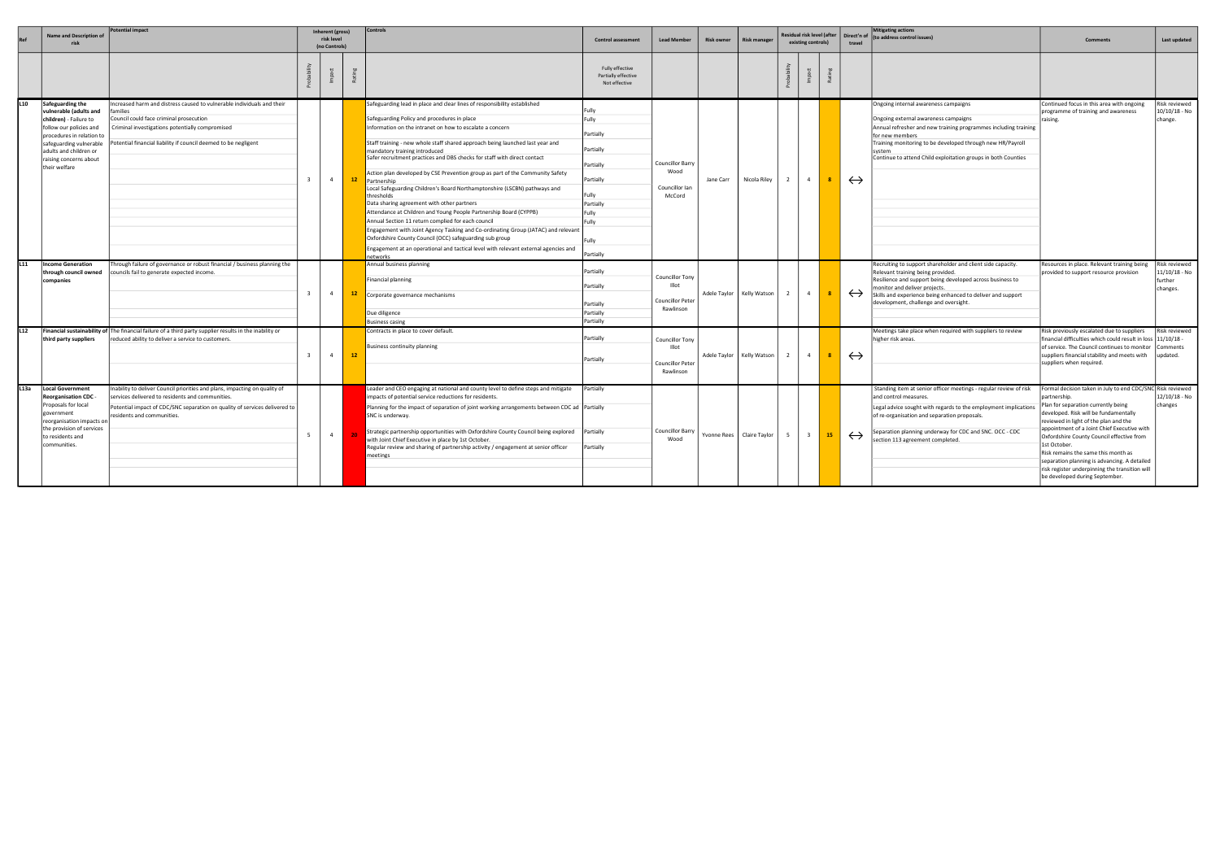| Ref | Name and Description of risk | Potential impact | Inherent (gross) risk level (no Controls) | | | Controls | Control assessment | Lead Member | Risk owner | Risk manager | Residual risk level (after existing controls) | | | Direct'n of travel | Mitigating actions (to address control issues) | Comments | Last updated |
|---|---|---|---|---|---|---|---|---|---|---|---|---|---|---|---|---|---|
| | | | Probability | Impact | Rating | | Fully effective Partially effective Not effective | | | | Probability | Impact | Rating | | | | |
| L10 | **Safeguarding the vulnerable (adults and children)** - Failure to follow our policies and procedures in relation to safeguarding vulnerable adults and children or raising concerns about their welfare | Increased harm and distress caused to vulnerable individuals and their families<br>Council could face criminal prosecution<br>Criminal investigations potentially compromised<br>Potential financial liability if council deemed to be negligent | 3 | 4 | 12 | Safeguarding lead in place and clear lines of responsibility established<br>Safeguarding Policy and procedures in place<br>Information on the intranet on how to escalate a concern<br>Staff training - new whole staff shared approach being launched last year and mandatory training introduced<br>Safer recruitment practices and DBS checks for staff with direct contact<br>Action plan developed by CSE Prevention group as part of the Community Safety Partnership<br>Local Safeguarding Children's Board Northamptonshire (LSCBN) pathways and thresholds<br>Data sharing agreement with other partners<br>Attendance at Children and Young People Partnership Board (CYPPB)<br>Annual Section 11 return complied for each council<br>Engagement with Joint Agency Tasking and Co-ordinating Group (JATAC) and relevant Oxfordshire County Council (OCC) safeguarding sub group<br>Engagement at an operational and tactical level with relevant external agencies and networks | Fully<br>Fully<br>Partially<br>Partially<br>Partially<br>Partially<br>Fully<br>Partially<br>Fully<br>Fully<br>Fully<br>Partially | Councillor Barry Wood<br>Councillor Ian McCord | Jane Carr | Nicola Riley | 2 | 4 | 8 | ↔ | Ongoing internal awareness campaigns<br>Ongoing external awareness campaigns<br>Annual refresher and new training programmes including training for new members<br>Training monitoring to be developed through new HR/Payroll system<br>Continue to attend Child exploitation groups in both Counties | Continued focus in this area with ongoing programme of training and awareness raising. | Risk reviewed 10/10/18 - No change. |
| L11 | **Income Generation through council owned companies** | Through failure of governance or robust financial / business planning the councils fail to generate expected income. | 3 | 4 | 12 | Annual business planning<br>Financial planning<br>Corporate governance mechanisms<br>Due diligence<br>Business casing | Partially<br>Partially<br>Partially<br>Partially<br>Partially | Councillor Tony Illot<br>Councillor Peter Rawlinson | Adele Taylor | Kelly Watson | 2 | 4 | 8 | ↔ | Recruiting to support shareholder and client side capacity.<br>Relevant training being provided.<br>Resilience and support being developed across business to monitor and deliver projects.<br>Skills and experience being enhanced to deliver and support development, challenge and oversight. | Resources in place. Relevant training being provided to support resource provision | Risk reviewed 11/10/18 - No further changes. |
| L12 | **Financial sustainability of third party suppliers** | The financial failure of a third party supplier results in the inability or reduced ability to deliver a service to customers. | 3 | 4 | 12 | Contracts in place to cover default.<br>Business continuity planning | Partially<br>Partially | Councillor Tony Illot<br>Councillor Peter Rawlinson | Adele Taylor | Kelly Watson | 2 | 4 | 8 | ↔ | Meetings take place when required with suppliers to review higher risk areas. | Risk previously escalated due to suppliers financial difficulties which could result in loss of service. The Council continues to monitor suppliers financial stability and meets with suppliers when required. | Risk reviewed 11/10/18 - Comments updated. |
| L13a | **Local Government Reorganisation CDC** - Proposals for local government reorganisation impacts on the provision of services to residents and communities. | Inability to deliver Council priorities and plans, impacting on quality of services delivered to residents and communities.<br>Potential impact of CDC/SNC separation on quality of services delivered to residents and communities. | 5 | 4 | 20 | Leader and CEO engaging at national and county level to define steps and mitigate impacts of potential service reductions for residents.<br>Planning for the impact of separation of joint working arrangements between CDC ad SNC is underway.<br>Strategic partnership opportunities with Oxfordshire County Council being explored with Joint Chief Executive in place by 1st October.<br>Regular review and sharing of partnership activity / engagement at senior officer meetings | Partially<br>Partially<br>Partially<br>Partially | Councillor Barry Wood | Yvonne Rees | Claire Taylor | 5 | 3 | 15 | ↔ | Standing item at senior officer meetings - regular review of risk and control measures.<br>Legal advice sought with regards to the employment implications of re-organisation and separation proposals.<br>Separation planning underway for CDC and SNC. OCC - CDC section 113 agreement completed. | Formal decision taken in July to end CDC/SNC partnership.<br>Plan for separation currently being developed. Risk will be fundamentally reviewed in light of the plan and the appointment of a Joint Chief Executive with Oxfordshire County Council effective from 1st October.<br>Risk remains the same this month as separation planning is advancing. A detailed risk register underpinning the transition will be developed during September. | Risk reviewed 12/10/18 - No changes |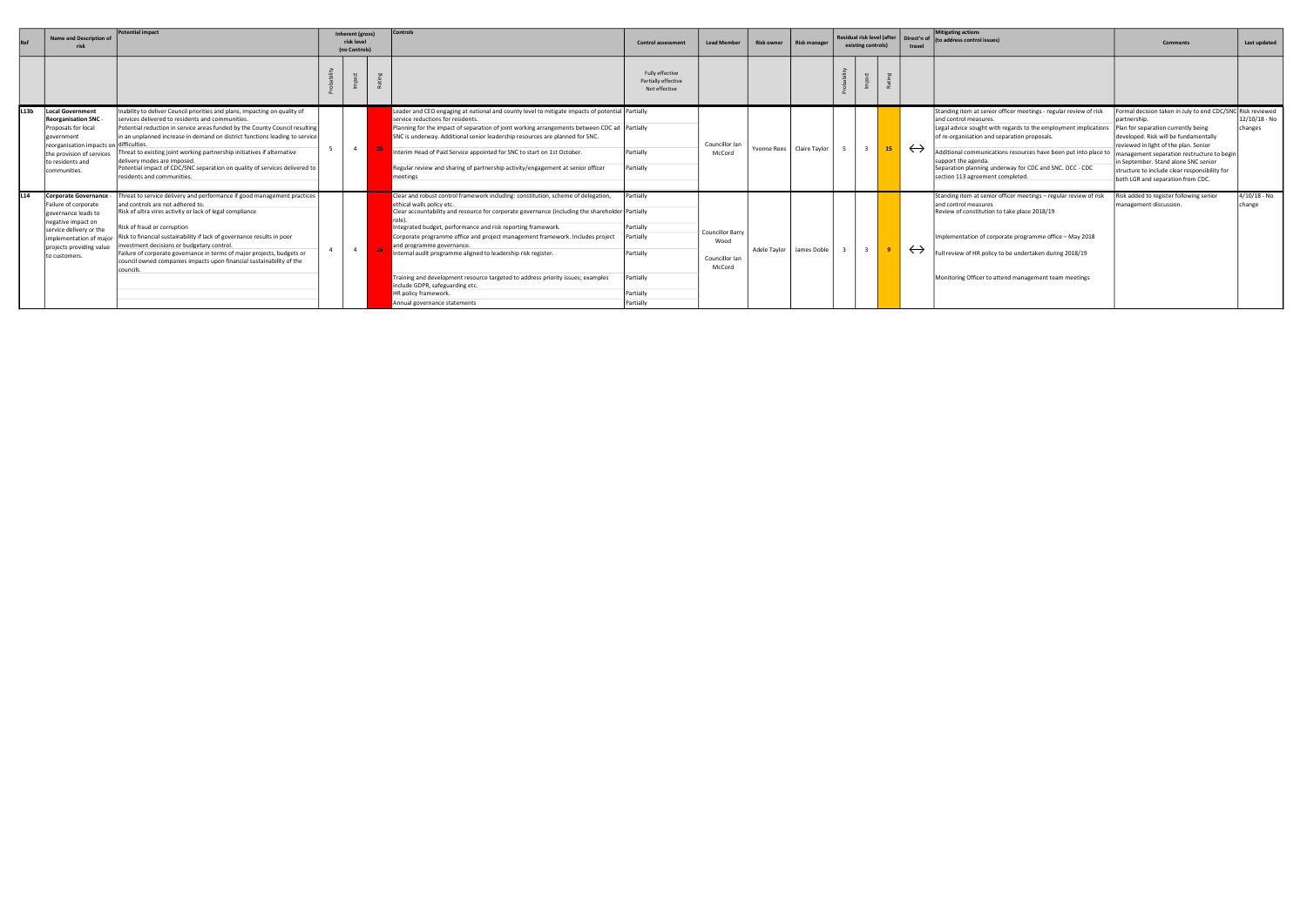| Ref | Name and Description of risk | Potential impact | Inherent (gross) risk level (no Controls) | | | Controls | Control assessment | Lead Member | Risk owner | Risk manager | Residual risk level (after existing controls) | | | Direct'n of travel | Mitigating actions (to address control issues) | Comments | Last updated |
|---|---|---|---|---|---|---|---|---|---|---|---|---|---|---|---|---|---|
| | | | Probability | Impact | Rating | | Fully effective Partially effective Not effective | | | | Probability | Impact | Rating | | | | |
| L13b | **Local Government Reorganisation SNC** - Proposals for local government reorganisation impacts on the provision of services to residents and communities. | Inability to deliver Council priorities and plans, impacting on quality of services delivered to residents and communities. Potential reduction in service areas funded by the County Council resulting in an unplanned increase in demand on district functions leading to service difficulties. Threat to existing joint working partnership initiatives if alternative delivery modes are imposed. Potential impact of CDC/SNC separation on quality of services delivered to residents and communities. | 5 | 4 | 20 | Leader and CEO engaging at national and county level to mitigate impacts of potential service reductions for residents. Planning for the impact of separation of joint working arrangements between CDC ad SNC is underway. Additional senior leadership resources are planned for SNC. Interim Head of Paid Service appointed for SNC to start on 1st October. Regular review and sharing of partnership activity/engagement at senior officer meetings | Partially Partially Partially Partially | Councillor Ian McCord | Yvonne Rees | Claire Taylor | 5 | 3 | 15 | ↔ | Standing item at senior officer meetings - regular review of risk and control measures. Legal advice sought with regards to the employment implications of re-organisation and separation proposals. Additional communications resources have been put into place to support the agenda. Separation planning underway for CDC and SNC. OCC - CDC section 113 agreement completed. | Formal decision taken in July to end CDC/SNC partnership. Plan for separation currently being developed. Risk will be fundamentally reviewed in light of the plan. Senior management separation restructure to begin in September. Stand alone SNC senior structure to include clear responsibility for both LGR and separation from CDC. | Risk reviewed 12/10/18 - No changes |
| L14 | **Corporate Governance** - Failure of corporate governance leads to negative impact on service delivery or the implementation of major projects providing value to customers. | Threat to service delivery and performance if good management practices and controls are not adhered to. Risk of ultra vires activity or lack of legal compliance Risk of fraud or corruption Risk to financial sustainability if lack of governance results in poor investment decisions or budgetary control. Failure of corporate governance in terms of major projects, budgets or council owned companies impacts upon financial sustainability of the councils. | 4 | 4 | 16 | Clear and robust control framework including: constitution, scheme of delegation, ethical walls policy etc. Clear accountability and resource for corporate governance (including the shareholder role). Integrated budget, performance and risk reporting framework. Corporate programme office and project management framework. Includes project and programme governance. Internal audit programme aligned to leadership risk register. Training and development resource targeted to address priority issues; examples include GDPR, safeguarding etc. HR policy framework. Annual governance statements | Partially Partially Partially Partially Partially Partially Partially Partially | Councillor Barry Wood Councillor Ian McCord | Adele Taylor | James Doble | 3 | 3 | 9 | ↔ | Standing item at senior officer meetings – regular review of risk and control measures Review of constitution to take place 2018/19 Implementation of corporate programme office – May 2018 Full review of HR policy to be undertaken during 2018/19 Monitoring Officer to attend management team meetings | Risk added to register following senior management discussion. | 4/10/18 - No change |